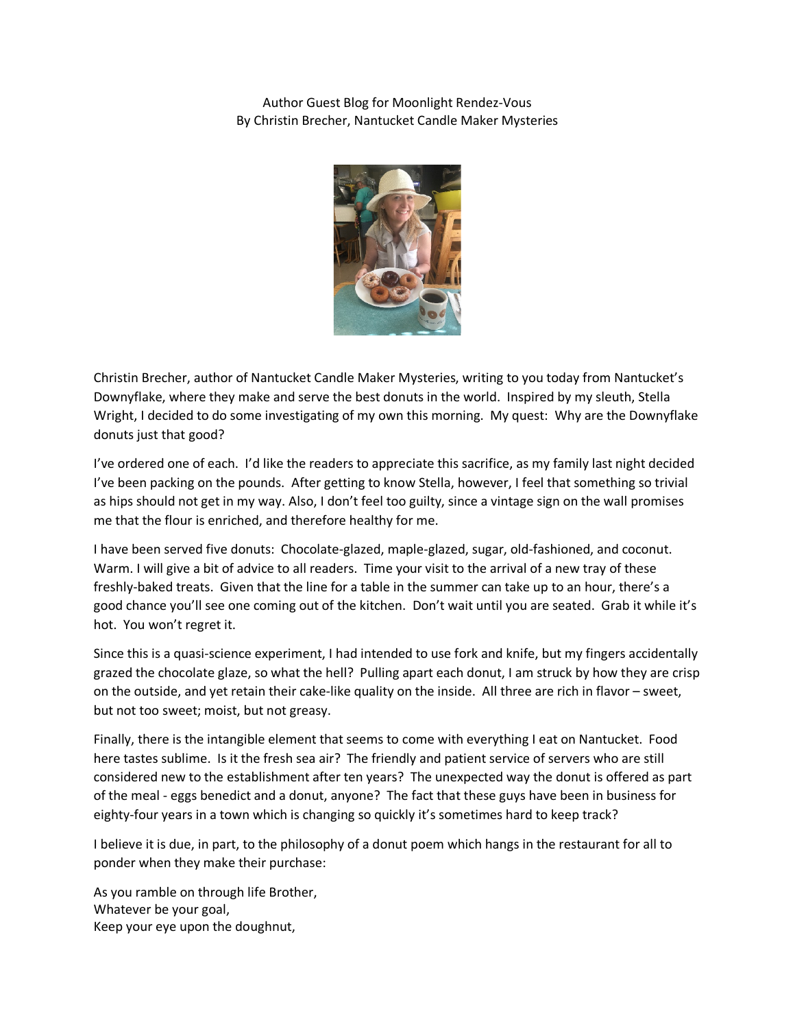Author Guest Blog for Moonlight Rendez-Vous
By Christin Brecher, Nantucket Candle Maker Mysteries

Christin Brecher, author of Nantucket Candle Maker Mysteries, writing to you today from Nantucket's Downyflake, where they make and serve the best donuts in the world. Inspired by my sleuth, Stella Wright, I decided to do some investigating of my own this morning. My quest: Why are the Downyflake donuts just that good?

I've ordered one of each. I'd like the readers to appreciate this sacrifice, as my family last night decided I've been packing on the pounds. After getting to know Stella, however, I feel that something so trivial as hips should not get in my way. Also, I don't feel too guilty, since a vintage sign on the wall promises me that the flour is enriched, and therefore healthy for me.

I have been served five donuts: Chocolate-glazed, maple-glazed, sugar, old-fashioned, and coconut. Warm. I will give a bit of advice to all readers. Time your visit to the arrival of a new tray of these freshly-baked treats. Given that the line for a table in the summer can take up to an hour, there's a good chance you'll see one coming out of the kitchen. Don't wait until you are seated. Grab it while it's hot. You won't regret it.

Since this is a quasi-science experiment, I had intended to use fork and knife, but my fingers accidentally grazed the chocolate glaze, so what the hell? Pulling apart each donut, I am struck by how they are crisp on the outside, and yet retain their cake-like quality on the inside. All three are rich in flavor – sweet, but not too sweet; moist, but not greasy.

Finally, there is the intangible element that seems to come with everything I eat on Nantucket. Food here tastes sublime. Is it the fresh sea air? The friendly and patient service of servers who are still considered new to the establishment after ten years? The unexpected way the donut is offered as part of the meal - eggs benedict and a donut, anyone? The fact that these guys have been in business for eighty-four years in a town which is changing so quickly it's sometimes hard to keep track?

I believe it is due, in part, to the philosophy of a donut poem which hangs in the restaurant for all to ponder when they make their purchase:

As you ramble on through life Brother,
Whatever be your goal,
Keep your eye upon the doughnut,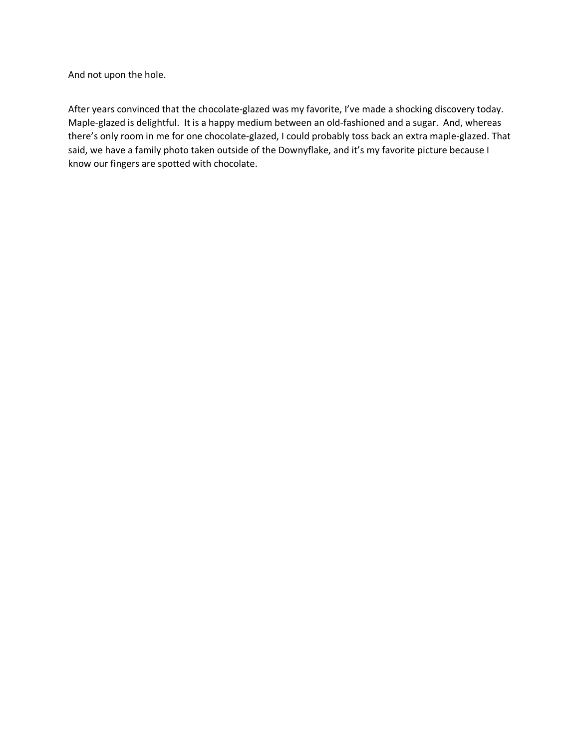And not upon the hole.

After years convinced that the chocolate-glazed was my favorite, I've made a shocking discovery today. Maple-glazed is delightful. It is a happy medium between an old-fashioned and a sugar. And, whereas there's only room in me for one chocolate-glazed, I could probably toss back an extra maple-glazed. That said, we have a family photo taken outside of the Downyflake, and it's my favorite picture because I know our fingers are spotted with chocolate.